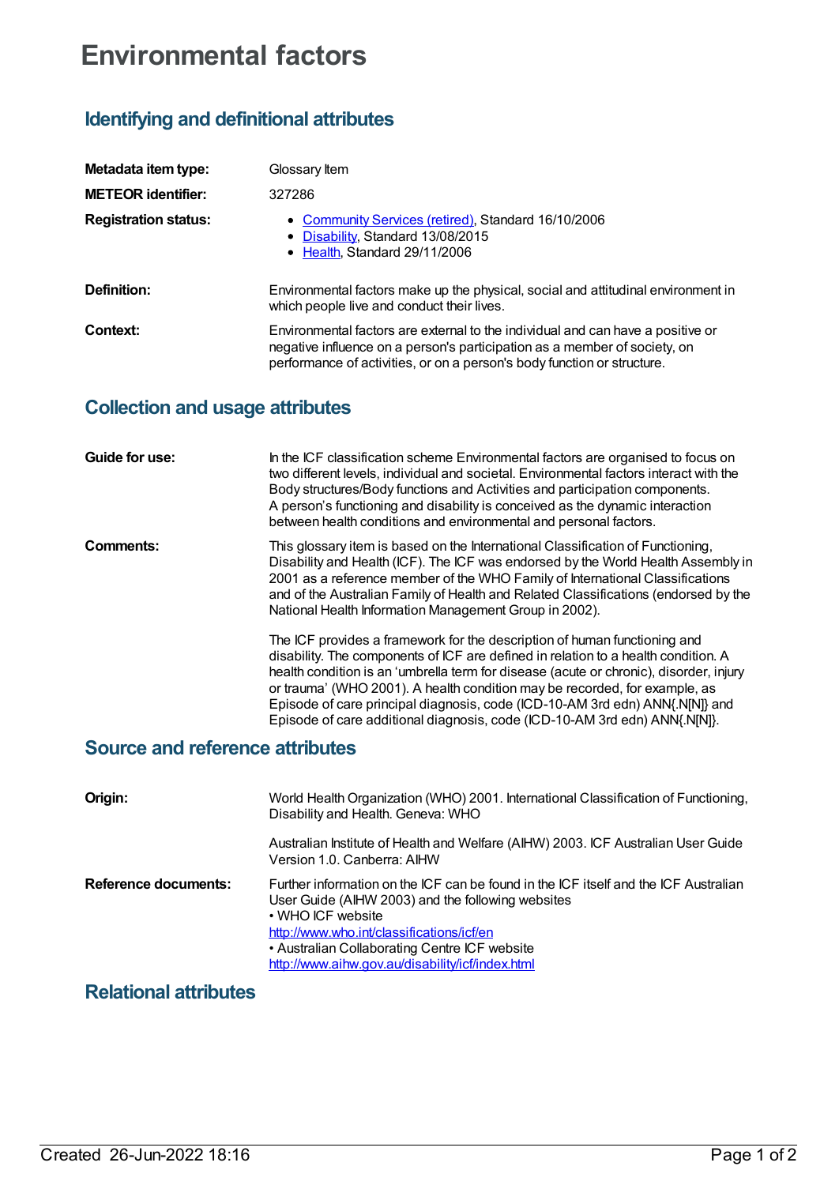# Environmental factors

## Identifying and definitional attributes

| | |
|---|---|
| **Metadata item type:** | Glossary Item |
| **METEOR identifier:** | 327286 |
| **Registration status:** | • Community Services (retired), Standard 16/10/2006<br>• Disability, Standard 13/08/2015<br>• Health, Standard 29/11/2006 |
| **Definition:** | Environmental factors make up the physical, social and attitudinal environment in which people live and conduct their lives. |
| **Context:** | Environmental factors are external to the individual and can have a positive or negative influence on a person's participation as a member of society, on performance of activities, or on a person's body function or structure. |

## Collection and usage attributes

| | |
|---|---|
| **Guide for use:** | In the ICF classification scheme Environmental factors are organised to focus on two different levels, individual and societal. Environmental factors interact with the Body structures/Body functions and Activities and participation components. A person's functioning and disability is conceived as the dynamic interaction between health conditions and environmental and personal factors. |
| **Comments:** | This glossary item is based on the International Classification of Functioning, Disability and Health (ICF). The ICF was endorsed by the World Health Assembly in 2001 as a reference member of the WHO Family of International Classifications and of the Australian Family of Health and Related Classifications (endorsed by the National Health Information Management Group in 2002).<br><br>The ICF provides a framework for the description of human functioning and disability. The components of ICF are defined in relation to a health condition. A health condition is an 'umbrella term for disease (acute or chronic), disorder, injury or trauma' (WHO 2001). A health condition may be recorded, for example, as Episode of care principal diagnosis, code (ICD-10-AM 3rd edn) ANN{.N[N]} and Episode of care additional diagnosis, code (ICD-10-AM 3rd edn) ANN{.N[N]}. |

## Source and reference attributes

| | |
|---|---|
| **Origin:** | World Health Organization (WHO) 2001. International Classification of Functioning, Disability and Health. Geneva: WHO<br><br>Australian Institute of Health and Welfare (AIHW) 2003. ICF Australian User Guide Version 1.0. Canberra: AIHW |
| **Reference documents:** | Further information on the ICF can be found in the ICF itself and the ICF Australian User Guide (AIHW 2003) and the following websites<br>• WHO ICF website<br>http://www.who.int/classifications/icf/en<br>• Australian Collaborating Centre ICF website<br>http://www.aihw.gov.au/disability/icf/index.html |

## Relational attributes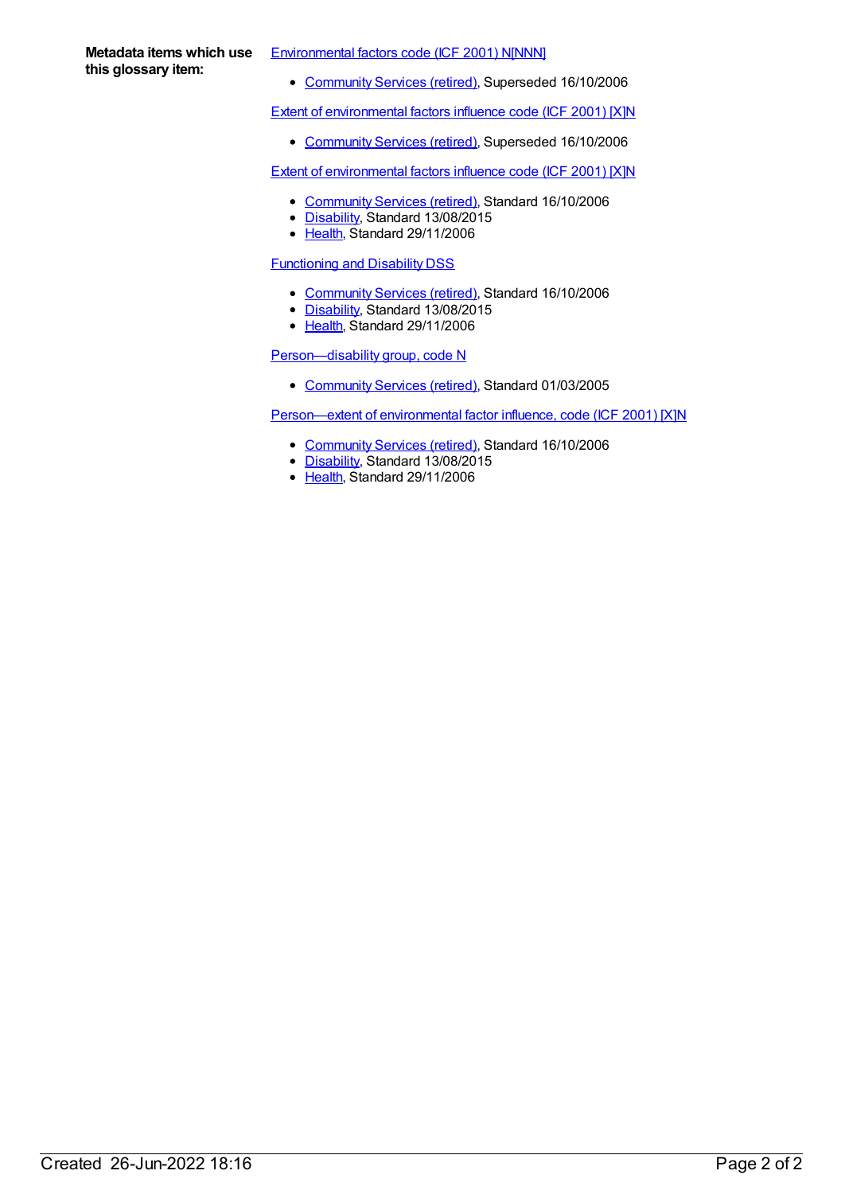**Metadata items which use this glossary item:**

Environmental factors code (ICF 2001) N[NNN]

- Community Services (retired), Superseded 16/10/2006

Extent of environmental factors influence code (ICF 2001) [X]N

- Community Services (retired), Superseded 16/10/2006

Extent of environmental factors influence code (ICF 2001) [X]N

- Community Services (retired), Standard 16/10/2006
- Disability, Standard 13/08/2015
- Health, Standard 29/11/2006

Functioning and Disability DSS

- Community Services (retired), Standard 16/10/2006
- Disability, Standard 13/08/2015
- Health, Standard 29/11/2006

Person—disability group, code N

- Community Services (retired), Standard 01/03/2005

Person—extent of environmental factor influence, code (ICF 2001) [X]N

- Community Services (retired), Standard 16/10/2006
- Disability, Standard 13/08/2015
- Health, Standard 29/11/2006